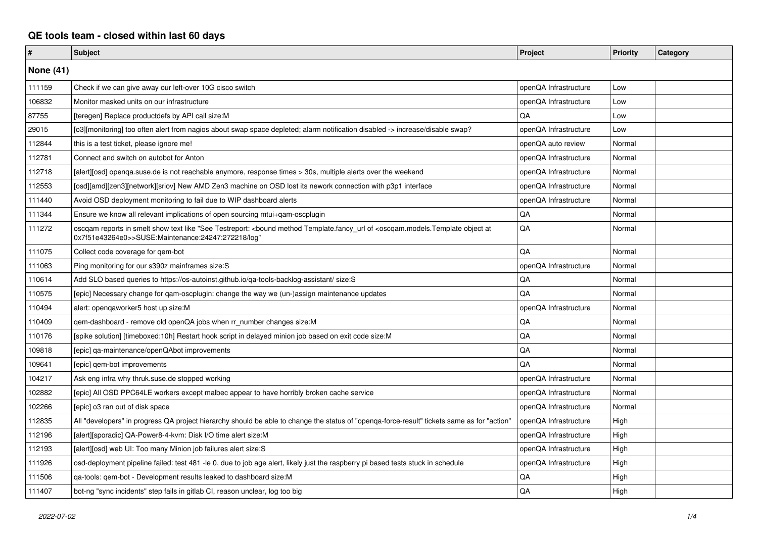# QE tools team - closed within last 60 days

| # | Subject | Project | Priority | Category |
|---|---|---|---|---|
| **None (41)** | | | | |
| 111159 | Check if we can give away our left-over 10G cisco switch | openQA Infrastructure | Low | |
| 106832 | Monitor masked units on our infrastructure | openQA Infrastructure | Low | |
| 87755 | [teregen] Replace productdefs by API call size:M | QA | Low | |
| 29015 | [o3][monitoring] too often alert from nagios about swap space depleted; alarm notification disabled -> increase/disable swap? | openQA Infrastructure | Low | |
| 112844 | this is a test ticket, please ignore me! | openQA auto review | Normal | |
| 112781 | Connect and switch on autobot for Anton | openQA Infrastructure | Normal | |
| 112718 | [alert][osd] openqa.suse.de is not reachable anymore, response times > 30s, multiple alerts over the weekend | openQA Infrastructure | Normal | |
| 112553 | [osd][amd][zen3][network][sriov] New AMD Zen3 machine on OSD lost its nework connection with p3p1 interface | openQA Infrastructure | Normal | |
| 111440 | Avoid OSD deployment monitoring to fail due to WIP dashboard alerts | openQA Infrastructure | Normal | |
| 111344 | Ensure we know all relevant implications of open sourcing mtui+qam-oscplugin | QA | Normal | |
| 111272 | oscqam reports in smelt show text like "See Testreport: <bound method Template.fancy_url of <oscqam.models.Template object at 0x7f51e43264e0>>SUSE:Maintenance:24247:272218/log" | QA | Normal | |
| 111075 | Collect code coverage for qem-bot | QA | Normal | |
| 111063 | Ping monitoring for our s390z mainframes size:S | openQA Infrastructure | Normal | |
| 110614 | Add SLO based queries to https://os-autoinst.github.io/qa-tools-backlog-assistant/ size:S | QA | Normal | |
| 110575 | [epic] Necessary change for qam-oscplugin: change the way we (un-)assign maintenance updates | QA | Normal | |
| 110494 | alert: openqaworker5 host up size:M | openQA Infrastructure | Normal | |
| 110409 | qem-dashboard - remove old openQA jobs when rr_number changes size:M | QA | Normal | |
| 110176 | [spike solution] [timeboxed:10h] Restart hook script in delayed minion job based on exit code size:M | QA | Normal | |
| 109818 | [epic] qa-maintenance/openQAbot improvements | QA | Normal | |
| 109641 | [epic] qem-bot improvements | QA | Normal | |
| 104217 | Ask eng infra why thruk.suse.de stopped working | openQA Infrastructure | Normal | |
| 102882 | [epic] All OSD PPC64LE workers except malbec appear to have horribly broken cache service | openQA Infrastructure | Normal | |
| 102266 | [epic] o3 ran out of disk space | openQA Infrastructure | Normal | |
| 112835 | All "developers" in progress QA project hierarchy should be able to change the status of "openqa-force-result" tickets same as for "action" | openQA Infrastructure | High | |
| 112196 | [alert][sporadic] QA-Power8-4-kvm: Disk I/O time alert size:M | openQA Infrastructure | High | |
| 112193 | [alert][osd] web UI: Too many Minion job failures alert size:S | openQA Infrastructure | High | |
| 111926 | osd-deployment pipeline failed: test 481 -le 0, due to job age alert, likely just the raspberry pi based tests stuck in schedule | openQA Infrastructure | High | |
| 111506 | qa-tools: qem-bot - Development results leaked to dashboard size:M | QA | High | |
| 111407 | bot-ng "sync incidents" step fails in gitlab CI, reason unclear, log too big | QA | High | |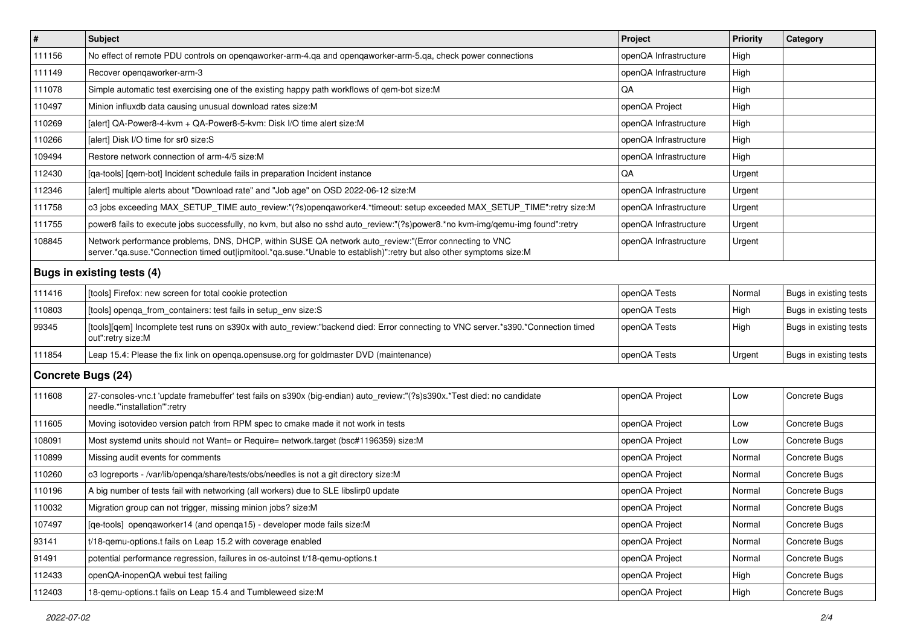| # | Subject | Project | Priority | Category |
|---|---|---|---|---|
| 111156 | No effect of remote PDU controls on openqaworker-arm-4.qa and openqaworker-arm-5.qa, check power connections | openQA Infrastructure | High | |
| 111149 | Recover openqaworker-arm-3 | openQA Infrastructure | High | |
| 111078 | Simple automatic test exercising one of the existing happy path workflows of qem-bot size:M | QA | High | |
| 110497 | Minion influxdb data causing unusual download rates size:M | openQA Project | High | |
| 110269 | [alert] QA-Power8-4-kvm + QA-Power8-5-kvm: Disk I/O time alert size:M | openQA Infrastructure | High | |
| 110266 | [alert] Disk I/O time for sr0 size:S | openQA Infrastructure | High | |
| 109494 | Restore network connection of arm-4/5 size:M | openQA Infrastructure | High | |
| 112430 | [qa-tools] [qem-bot] Incident schedule fails in preparation Incident instance | QA | Urgent | |
| 112346 | [alert] multiple alerts about "Download rate" and "Job age" on OSD 2022-06-12 size:M | openQA Infrastructure | Urgent | |
| 111758 | o3 jobs exceeding MAX_SETUP_TIME auto_review:"(?s)openqaworker4.*timeout: setup exceeded MAX_SETUP_TIME":retry size:M | openQA Infrastructure | Urgent | |
| 111755 | power8 fails to execute jobs successfully, no kvm, but also no sshd auto_review:"(?s)power8.*no kvm-img/qemu-img found":retry | openQA Infrastructure | Urgent | |
| 108845 | Network performance problems, DNS, DHCP, within SUSE QA network auto_review:"(Error connecting to VNC server.*qa.suse.*Connection timed out\|ipmitool.*qa.suse.*Unable to establish)":retry but also other symptoms size:M | openQA Infrastructure | Urgent | |
| **Bugs in existing tests (4)** | | | | |
| 111416 | [tools] Firefox: new screen for total cookie protection | openQA Tests | Normal | Bugs in existing tests |
| 110803 | [tools] openqa_from_containers: test fails in setup_env size:S | openQA Tests | High | Bugs in existing tests |
| 99345 | [tools][qem] Incomplete test runs on s390x with auto_review:"backend died: Error connecting to VNC server.*s390.*Connection timed out":retry size:M | openQA Tests | High | Bugs in existing tests |
| 111854 | Leap 15.4: Please the fix link on openqa.opensuse.org for goldmaster DVD (maintenance) | openQA Tests | Urgent | Bugs in existing tests |
| **Concrete Bugs (24)** | | | | |
| 111608 | 27-consoles-vnc.t 'update framebuffer' test fails on s390x (big-endian) auto_review:"(?s)s390x.*Test died: no candidate needle.*'installation'":retry | openQA Project | Low | Concrete Bugs |
| 111605 | Moving isotovideo version patch from RPM spec to cmake made it not work in tests | openQA Project | Low | Concrete Bugs |
| 108091 | Most systemd units should not Want= or Require= network.target (bsc#1196359) size:M | openQA Project | Low | Concrete Bugs |
| 110899 | Missing audit events for comments | openQA Project | Normal | Concrete Bugs |
| 110260 | o3 logreports - /var/lib/openqa/share/tests/obs/needles is not a git directory size:M | openQA Project | Normal | Concrete Bugs |
| 110196 | A big number of tests fail with networking (all workers) due to SLE libslirp0 update | openQA Project | Normal | Concrete Bugs |
| 110032 | Migration group can not trigger, missing minion jobs? size:M | openQA Project | Normal | Concrete Bugs |
| 107497 | [qe-tools] openqaworker14 (and openqa15) - developer mode fails size:M | openQA Project | Normal | Concrete Bugs |
| 93141 | t/18-qemu-options.t fails on Leap 15.2 with coverage enabled | openQA Project | Normal | Concrete Bugs |
| 91491 | potential performance regression, failures in os-autoinst t/18-qemu-options.t | openQA Project | Normal | Concrete Bugs |
| 112433 | openQA-inopenQA webui test failing | openQA Project | High | Concrete Bugs |
| 112403 | 18-qemu-options.t fails on Leap 15.4 and Tumbleweed size:M | openQA Project | High | Concrete Bugs |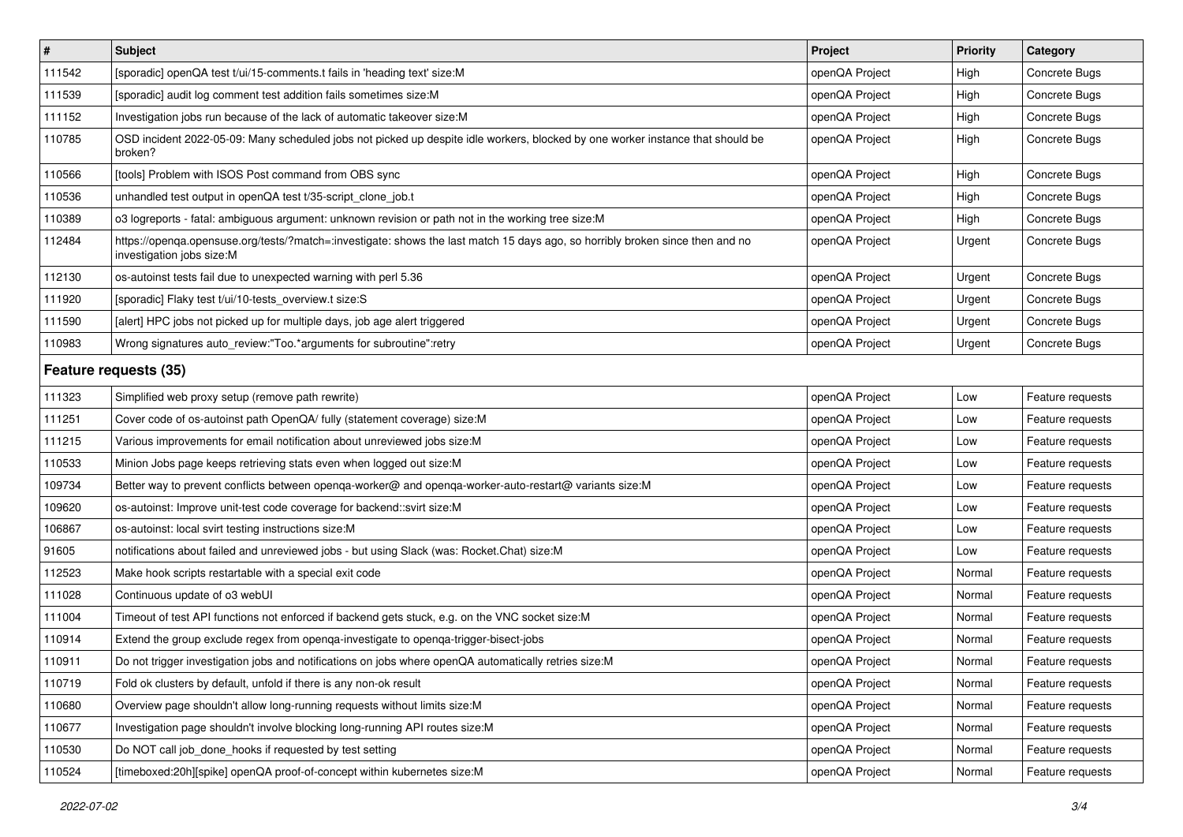| # | Subject | Project | Priority | Category |
|---|---|---|---|---|
| 111542 | [sporadic] openQA test t/ui/15-comments.t fails in 'heading text' size:M | openQA Project | High | Concrete Bugs |
| 111539 | [sporadic] audit log comment test addition fails sometimes size:M | openQA Project | High | Concrete Bugs |
| 111152 | Investigation jobs run because of the lack of automatic takeover size:M | openQA Project | High | Concrete Bugs |
| 110785 | OSD incident 2022-05-09: Many scheduled jobs not picked up despite idle workers, blocked by one worker instance that should be broken? | openQA Project | High | Concrete Bugs |
| 110566 | [tools] Problem with ISOS Post command from OBS sync | openQA Project | High | Concrete Bugs |
| 110536 | unhandled test output in openQA test t/35-script_clone_job.t | openQA Project | High | Concrete Bugs |
| 110389 | o3 logreports - fatal: ambiguous argument: unknown revision or path not in the working tree size:M | openQA Project | High | Concrete Bugs |
| 112484 | https://openqa.opensuse.org/tests/?match=:investigate: shows the last match 15 days ago, so horribly broken since then and no investigation jobs size:M | openQA Project | Urgent | Concrete Bugs |
| 112130 | os-autoinst tests fail due to unexpected warning with perl 5.36 | openQA Project | Urgent | Concrete Bugs |
| 111920 | [sporadic] Flaky test t/ui/10-tests_overview.t size:S | openQA Project | Urgent | Concrete Bugs |
| 111590 | [alert] HPC jobs not picked up for multiple days, job age alert triggered | openQA Project | Urgent | Concrete Bugs |
| 110983 | Wrong signatures auto_review:"Too.*arguments for subroutine":retry | openQA Project | Urgent | Concrete Bugs |

## Feature requests (35)

| # | Subject | Project | Priority | Category |
|---|---|---|---|---|
| 111323 | Simplified web proxy setup (remove path rewrite) | openQA Project | Low | Feature requests |
| 111251 | Cover code of os-autoinst path OpenQA/ fully (statement coverage) size:M | openQA Project | Low | Feature requests |
| 111215 | Various improvements for email notification about unreviewed jobs size:M | openQA Project | Low | Feature requests |
| 110533 | Minion Jobs page keeps retrieving stats even when logged out size:M | openQA Project | Low | Feature requests |
| 109734 | Better way to prevent conflicts between openqa-worker@ and openqa-worker-auto-restart@ variants size:M | openQA Project | Low | Feature requests |
| 109620 | os-autoinst: Improve unit-test code coverage for backend::svirt size:M | openQA Project | Low | Feature requests |
| 106867 | os-autoinst: local svirt testing instructions size:M | openQA Project | Low | Feature requests |
| 91605 | notifications about failed and unreviewed jobs - but using Slack (was: Rocket.Chat) size:M | openQA Project | Low | Feature requests |
| 112523 | Make hook scripts restartable with a special exit code | openQA Project | Normal | Feature requests |
| 111028 | Continuous update of o3 webUI | openQA Project | Normal | Feature requests |
| 111004 | Timeout of test API functions not enforced if backend gets stuck, e.g. on the VNC socket size:M | openQA Project | Normal | Feature requests |
| 110914 | Extend the group exclude regex from openqa-investigate to openqa-trigger-bisect-jobs | openQA Project | Normal | Feature requests |
| 110911 | Do not trigger investigation jobs and notifications on jobs where openQA automatically retries size:M | openQA Project | Normal | Feature requests |
| 110719 | Fold ok clusters by default, unfold if there is any non-ok result | openQA Project | Normal | Feature requests |
| 110680 | Overview page shouldn't allow long-running requests without limits size:M | openQA Project | Normal | Feature requests |
| 110677 | Investigation page shouldn't involve blocking long-running API routes size:M | openQA Project | Normal | Feature requests |
| 110530 | Do NOT call job_done_hooks if requested by test setting | openQA Project | Normal | Feature requests |
| 110524 | [timeboxed:20h][spike] openQA proof-of-concept within kubernetes size:M | openQA Project | Normal | Feature requests |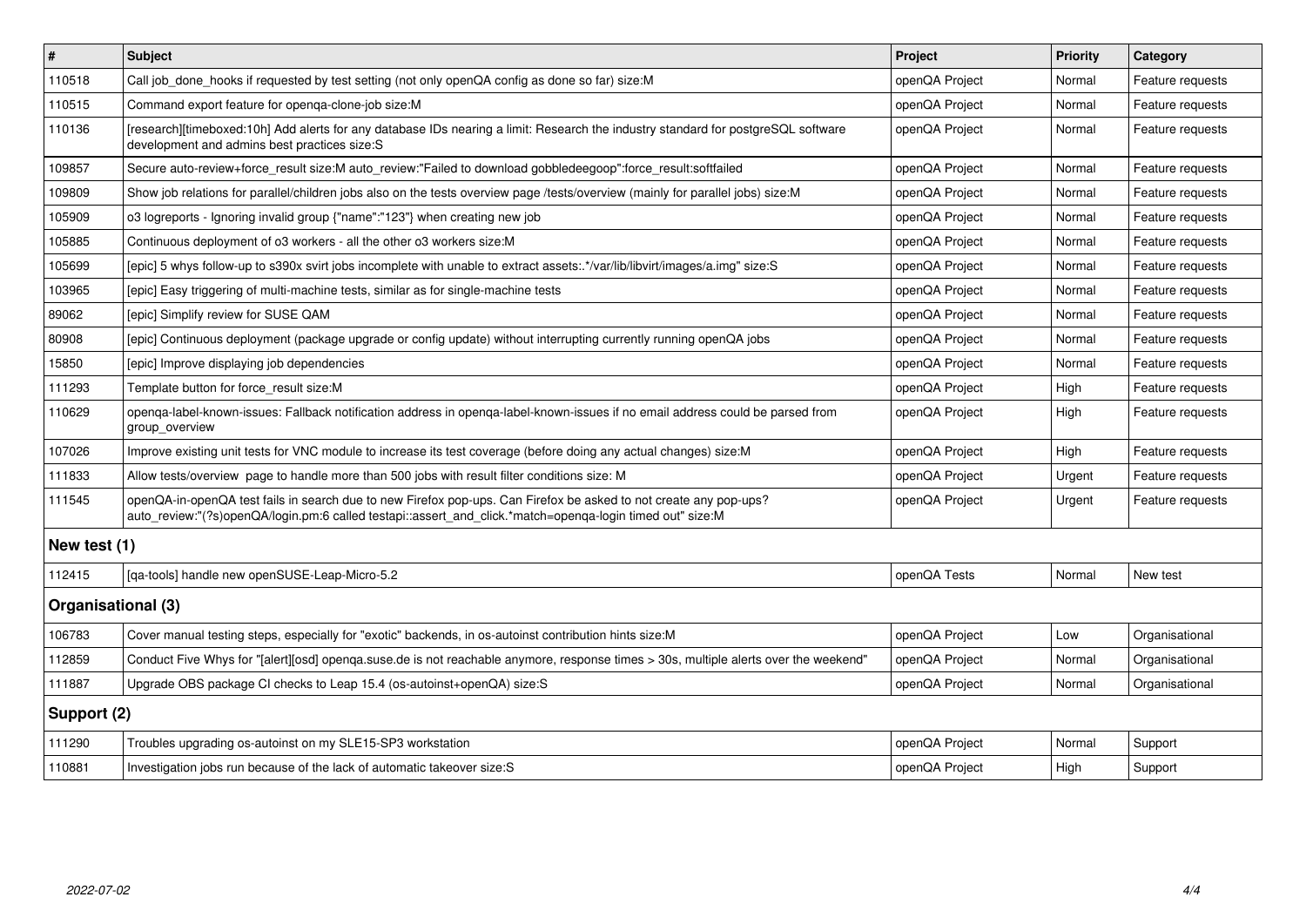| # | Subject | Project | Priority | Category |
| --- | --- | --- | --- | --- |
| 110518 | Call job_done_hooks if requested by test setting (not only openQA config as done so far) size:M | openQA Project | Normal | Feature requests |
| 110515 | Command export feature for openqa-clone-job size:M | openQA Project | Normal | Feature requests |
| 110136 | [research][timeboxed:10h] Add alerts for any database IDs nearing a limit: Research the industry standard for postgreSQL software development and admins best practices size:S | openQA Project | Normal | Feature requests |
| 109857 | Secure auto-review+force_result size:M auto_review:"Failed to download gobbledeegoop":force_result:softfailed | openQA Project | Normal | Feature requests |
| 109809 | Show job relations for parallel/children jobs also on the tests overview page /tests/overview (mainly for parallel jobs) size:M | openQA Project | Normal | Feature requests |
| 105909 | o3 logreports - Ignoring invalid group {"name":"123"} when creating new job | openQA Project | Normal | Feature requests |
| 105885 | Continuous deployment of o3 workers - all the other o3 workers size:M | openQA Project | Normal | Feature requests |
| 105699 | [epic] 5 whys follow-up to s390x svirt jobs incomplete with unable to extract assets:.*/var/lib/libvirt/images/a.img" size:S | openQA Project | Normal | Feature requests |
| 103965 | [epic] Easy triggering of multi-machine tests, similar as for single-machine tests | openQA Project | Normal | Feature requests |
| 89062 | [epic] Simplify review for SUSE QAM | openQA Project | Normal | Feature requests |
| 80908 | [epic] Continuous deployment (package upgrade or config update) without interrupting currently running openQA jobs | openQA Project | Normal | Feature requests |
| 15850 | [epic] Improve displaying job dependencies | openQA Project | Normal | Feature requests |
| 111293 | Template button for force_result size:M | openQA Project | High | Feature requests |
| 110629 | openqa-label-known-issues: Fallback notification address in openqa-label-known-issues if no email address could be parsed from group_overview | openQA Project | High | Feature requests |
| 107026 | Improve existing unit tests for VNC module to increase its test coverage (before doing any actual changes) size:M | openQA Project | High | Feature requests |
| 111833 | Allow tests/overview page to handle more than 500 jobs with result filter conditions size: M | openQA Project | Urgent | Feature requests |
| 111545 | openQA-in-openQA test fails in search due to new Firefox pop-ups. Can Firefox be asked to not create any pop-ups? auto_review:"(?s)openQA/login.pm:6 called testapi::assert_and_click.*match=openqa-login timed out" size:M | openQA Project | Urgent | Feature requests |
| **New test (1)** | | | | |
| 112415 | [qa-tools] handle new openSUSE-Leap-Micro-5.2 | openQA Tests | Normal | New test |
| **Organisational (3)** | | | | |
| 106783 | Cover manual testing steps, especially for "exotic" backends, in os-autoinst contribution hints size:M | openQA Project | Low | Organisational |
| 112859 | Conduct Five Whys for "[alert][osd] openqa.suse.de is not reachable anymore, response times > 30s, multiple alerts over the weekend" | openQA Project | Normal | Organisational |
| 111887 | Upgrade OBS package CI checks to Leap 15.4 (os-autoinst+openQA) size:S | openQA Project | Normal | Organisational |
| **Support (2)** | | | | |
| 111290 | Troubles upgrading os-autoinst on my SLE15-SP3 workstation | openQA Project | Normal | Support |
| 110881 | Investigation jobs run because of the lack of automatic takeover size:S | openQA Project | High | Support |